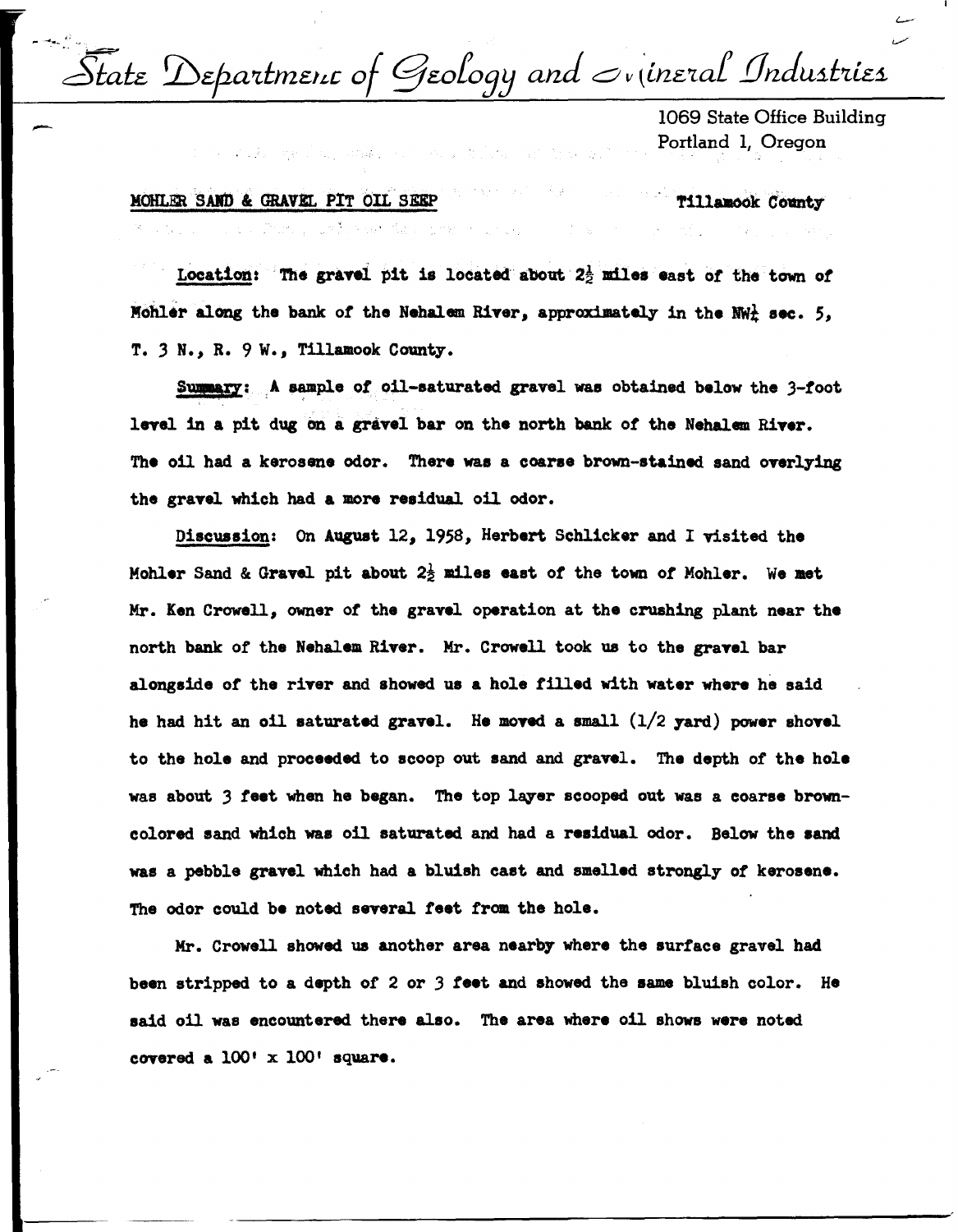# State Department of Geology and Mineral Industries

1069 State Office Building
Portland 1, Oregon

MOHLER SAND & GRAVEL PIT OIL SEEP — Tillamook County

**Location**: The gravel pit is located about 2½ miles east of the town of Mohler along the bank of the Nehalem River, approximately in the NW¼ sec. 5, T. 3 N., R. 9 W., Tillamook County.

**Summary**: A sample of oil-saturated gravel was obtained below the 3-foot level in a pit dug on a gravel bar on the north bank of the Nehalem River. The oil had a kerosene odor. There was a coarse brown-stained sand overlying the gravel which had a more residual oil odor.

**Discussion**: On August 12, 1958, Herbert Schlicker and I visited the Mohler Sand & Gravel pit about 2½ miles east of the town of Mohler. We met Mr. Ken Crowell, owner of the gravel operation at the crushing plant near the north bank of the Nehalem River. Mr. Crowell took us to the gravel bar alongside of the river and showed us a hole filled with water where he said he had hit an oil saturated gravel. He moved a small (1/2 yard) power shovel to the hole and proceeded to scoop out sand and gravel. The depth of the hole was about 3 feet when he began. The top layer scooped out was a coarse brown-colored sand which was oil saturated and had a residual odor. Below the sand was a pebble gravel which had a bluish cast and smelled strongly of kerosene. The odor could be noted several feet from the hole.

Mr. Crowell showed us another area nearby where the surface gravel had been stripped to a depth of 2 or 3 feet and showed the same bluish color. He said oil was encountered there also. The area where oil shows were noted covered a 100' x 100' square.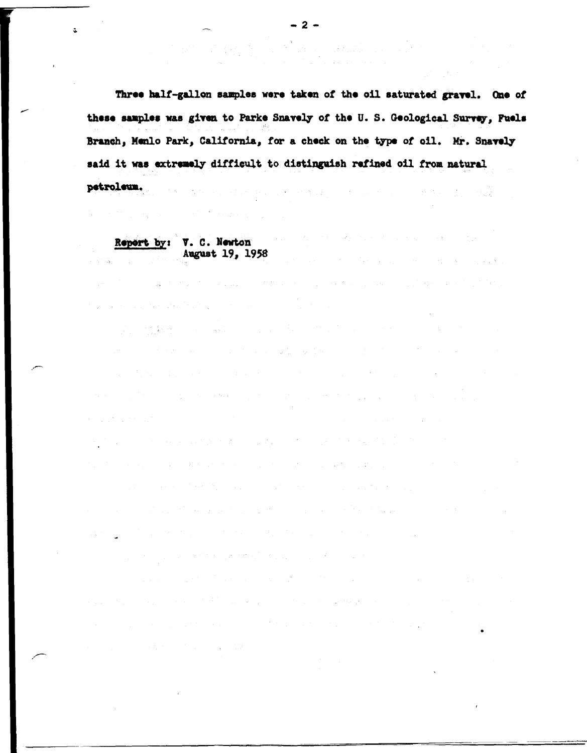Three half-gallon samples were taken of the oil saturated gravel. One of these samples was given to Parke Snavely of the U. S. Geological Survey, Fuels Branch, Menlo Park, California, for a check on the type of oil. Mr. Snavely said it was extremely difficult to distinguish refined oil from natural petroleum.

Report by: V. C. Newton
August 19, 1958